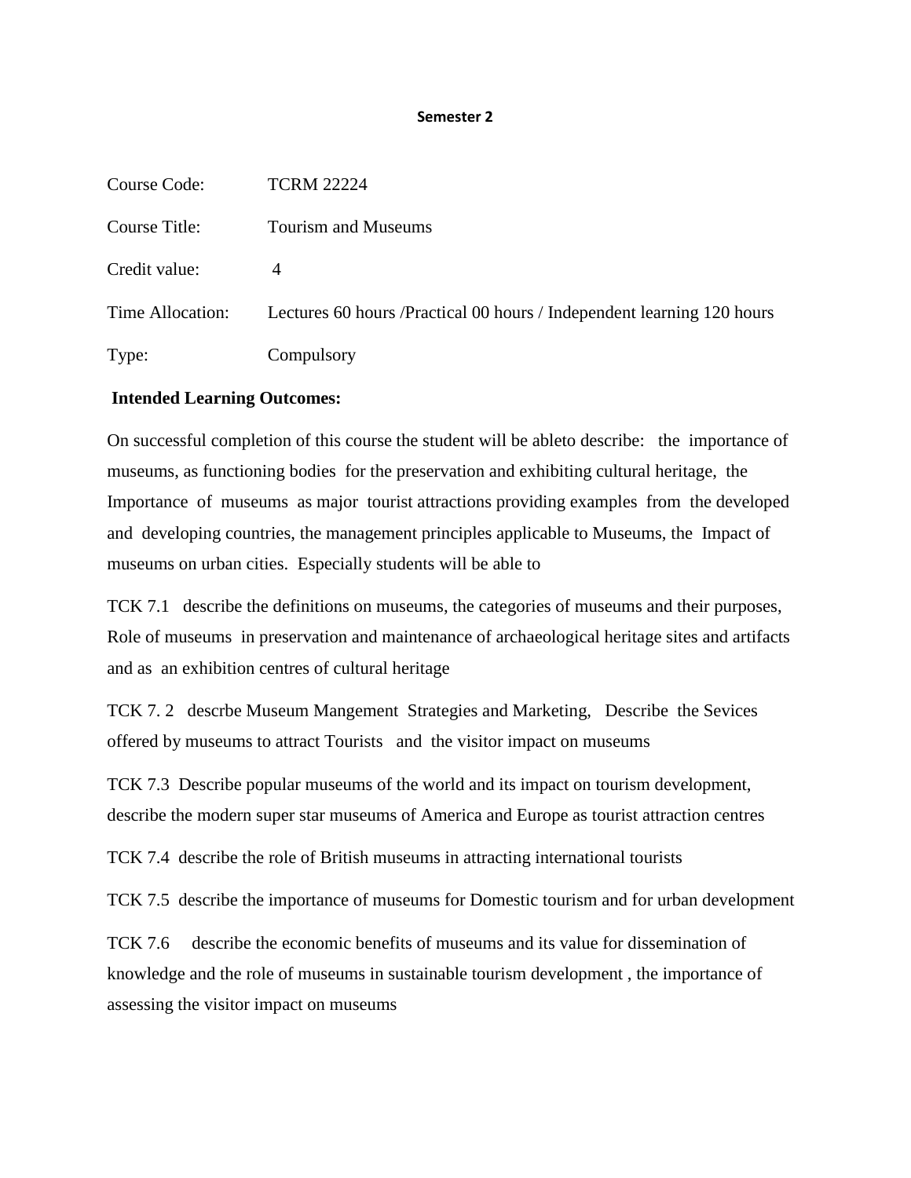**Semester 2**

| | |
|---|---|
| Course Code: | TCRM 22224 |
| Course Title: | Tourism and Museums |
| Credit value: | 4 |
| Time Allocation: | Lectures 60 hours /Practical 00 hours / Independent learning 120 hours |
| Type: | Compulsory |

**Intended Learning Outcomes:**

On successful completion of this course the student will be ableto describe: the importance of museums, as functioning bodies for the preservation and exhibiting cultural heritage, the Importance of museums as major tourist attractions providing examples from the developed and developing countries, the management principles applicable to Museums, the Impact of museums on urban cities. Especially students will be able to

TCK 7.1 describe the definitions on museums, the categories of museums and their purposes, Role of museums in preservation and maintenance of archaeological heritage sites and artifacts and as an exhibition centres of cultural heritage

TCK 7. 2 descrbe Museum Mangement Strategies and Marketing, Describe the Sevices offered by museums to attract Tourists and the visitor impact on museums

TCK 7.3 Describe popular museums of the world and its impact on tourism development, describe the modern super star museums of America and Europe as tourist attraction centres

TCK 7.4 describe the role of British museums in attracting international tourists

TCK 7.5 describe the importance of museums for Domestic tourism and for urban development

TCK 7.6 describe the economic benefits of museums and its value for dissemination of knowledge and the role of museums in sustainable tourism development , the importance of assessing the visitor impact on museums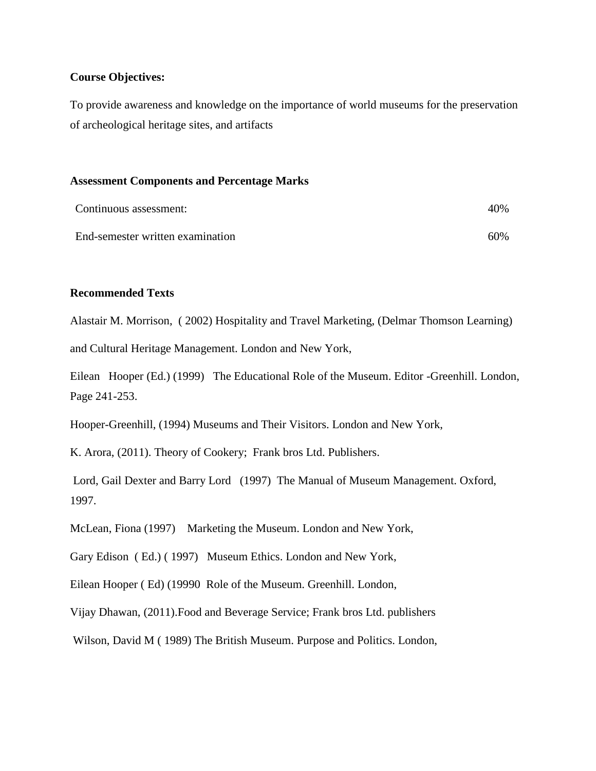**Course Objectives:**

To provide awareness and knowledge on the importance of world museums for the preservation of archeological heritage sites, and artifacts

**Assessment Components and Percentage Marks**

| | |
|---|---|
| Continuous assessment: | 40% |
| End-semester written examination | 60% |

**Recommended Texts**

Alastair M. Morrison, ( 2002) Hospitality and Travel Marketing, (Delmar Thomson Learning)

and Cultural Heritage Management. London and New York,

Eilean Hooper (Ed.) (1999) The Educational Role of the Museum. Editor -Greenhill. London, Page 241-253.

Hooper-Greenhill, (1994) Museums and Their Visitors. London and New York,

K. Arora, (2011). Theory of Cookery; Frank bros Ltd. Publishers.

Lord, Gail Dexter and Barry Lord (1997) The Manual of Museum Management. Oxford, 1997.

McLean, Fiona (1997) Marketing the Museum. London and New York,

Gary Edison ( Ed.) ( 1997) Museum Ethics. London and New York,

Eilean Hooper ( Ed) (19990 Role of the Museum. Greenhill. London,

Vijay Dhawan, (2011).Food and Beverage Service; Frank bros Ltd. publishers

Wilson, David M ( 1989) The British Museum. Purpose and Politics. London,